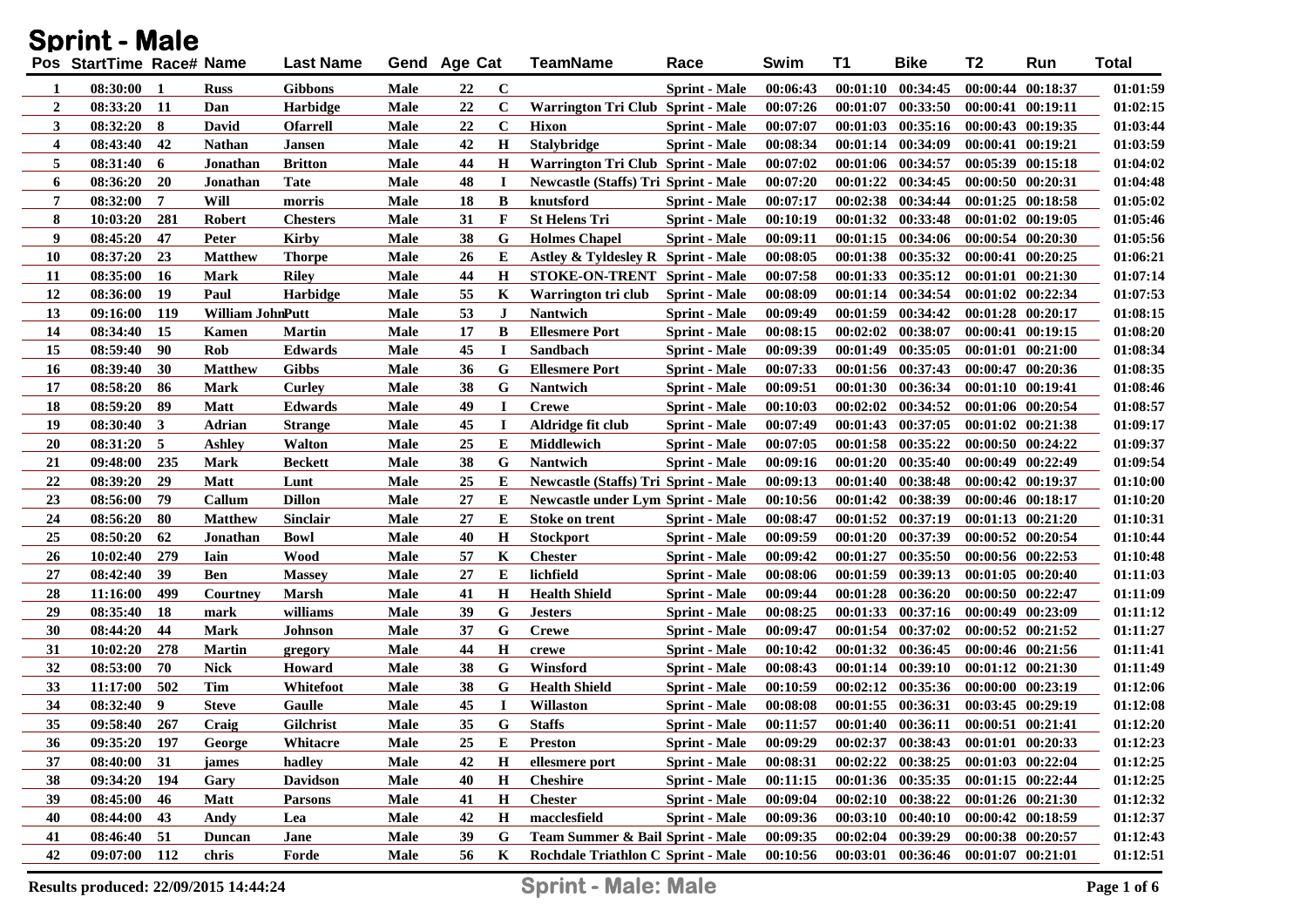# Sprint - Male

| Pos | StartTime | Race# | Name | Last Name | Gend | Age | Cat | TeamName | Race | Swim | T1 | Bike | T2 | Run | Total |
|---|---|---|---|---|---|---|---|---|---|---|---|---|---|---|---|
| 1 | 08:30:00 | 1 | Russ | Gibbons | Male | 22 | C | | Sprint - Male | 00:06:43 | 00:01:10 | 00:34:45 | 00:00:44 | 00:18:37 | 01:01:59 |
| 2 | 08:33:20 | 11 | Dan | Harbidge | Male | 22 | C | Warrington Tri Club | Sprint - Male | 00:07:26 | 00:01:07 | 00:33:50 | 00:00:41 | 00:19:11 | 01:02:15 |
| 3 | 08:32:20 | 8 | David | Ofarrell | Male | 22 | C | Hixon | Sprint - Male | 00:07:07 | 00:01:03 | 00:35:16 | 00:00:43 | 00:19:35 | 01:03:44 |
| 4 | 08:43:40 | 42 | Nathan | Jansen | Male | 42 | H | Stalybridge | Sprint - Male | 00:08:34 | 00:01:14 | 00:34:09 | 00:00:41 | 00:19:21 | 01:03:59 |
| 5 | 08:31:40 | 6 | Jonathan | Britton | Male | 44 | H | Warrington Tri Club | Sprint - Male | 00:07:02 | 00:01:06 | 00:34:57 | 00:05:39 | 00:15:18 | 01:04:02 |
| 6 | 08:36:20 | 20 | Jonathan | Tate | Male | 48 | I | Newcastle (Staffs) Tri | Sprint - Male | 00:07:20 | 00:01:22 | 00:34:45 | 00:00:50 | 00:20:31 | 01:04:48 |
| 7 | 08:32:00 | 7 | Will | morris | Male | 18 | B | knutsford | Sprint - Male | 00:07:17 | 00:02:38 | 00:34:44 | 00:01:25 | 00:18:58 | 01:05:02 |
| 8 | 10:03:20 | 281 | Robert | Chesters | Male | 31 | F | St Helens Tri | Sprint - Male | 00:10:19 | 00:01:32 | 00:33:48 | 00:01:02 | 00:19:05 | 01:05:46 |
| 9 | 08:45:20 | 47 | Peter | Kirby | Male | 38 | G | Holmes Chapel | Sprint - Male | 00:09:11 | 00:01:15 | 00:34:06 | 00:00:54 | 00:20:30 | 01:05:56 |
| 10 | 08:37:20 | 23 | Matthew | Thorpe | Male | 26 | E | Astley & Tyldesley R | Sprint - Male | 00:08:05 | 00:01:38 | 00:35:32 | 00:00:41 | 00:20:25 | 01:06:21 |
| 11 | 08:35:00 | 16 | Mark | Riley | Male | 44 | H | STOKE-ON-TRENT | Sprint - Male | 00:07:58 | 00:01:33 | 00:35:12 | 00:01:01 | 00:21:30 | 01:07:14 |
| 12 | 08:36:00 | 19 | Paul | Harbidge | Male | 55 | K | Warrington tri club | Sprint - Male | 00:08:09 | 00:01:14 | 00:34:54 | 00:01:02 | 00:22:34 | 01:07:53 |
| 13 | 09:16:00 | 119 | William John | Putt | Male | 53 | J | Nantwich | Sprint - Male | 00:09:49 | 00:01:59 | 00:34:42 | 00:01:28 | 00:20:17 | 01:08:15 |
| 14 | 08:34:40 | 15 | Kamen | Martin | Male | 17 | B | Ellesmere Port | Sprint - Male | 00:08:15 | 00:02:02 | 00:38:07 | 00:00:41 | 00:19:15 | 01:08:20 |
| 15 | 08:59:40 | 90 | Rob | Edwards | Male | 45 | I | Sandbach | Sprint - Male | 00:09:39 | 00:01:49 | 00:35:05 | 00:01:01 | 00:21:00 | 01:08:34 |
| 16 | 08:39:40 | 30 | Matthew | Gibbs | Male | 36 | G | Ellesmere Port | Sprint - Male | 00:07:33 | 00:01:56 | 00:37:43 | 00:00:47 | 00:20:36 | 01:08:35 |
| 17 | 08:58:20 | 86 | Mark | Curley | Male | 38 | G | Nantwich | Sprint - Male | 00:09:51 | 00:01:30 | 00:36:34 | 00:01:10 | 00:19:41 | 01:08:46 |
| 18 | 08:59:20 | 89 | Matt | Edwards | Male | 49 | I | Crewe | Sprint - Male | 00:10:03 | 00:02:02 | 00:34:52 | 00:01:06 | 00:20:54 | 01:08:57 |
| 19 | 08:30:40 | 3 | Adrian | Strange | Male | 45 | I | Aldridge fit club | Sprint - Male | 00:07:49 | 00:01:43 | 00:37:05 | 00:01:02 | 00:21:38 | 01:09:17 |
| 20 | 08:31:20 | 5 | Ashley | Walton | Male | 25 | E | Middlewich | Sprint - Male | 00:07:05 | 00:01:58 | 00:35:22 | 00:00:50 | 00:24:22 | 01:09:37 |
| 21 | 09:48:00 | 235 | Mark | Beckett | Male | 38 | G | Nantwich | Sprint - Male | 00:09:16 | 00:01:20 | 00:35:40 | 00:00:49 | 00:22:49 | 01:09:54 |
| 22 | 08:39:20 | 29 | Matt | Lunt | Male | 25 | E | Newcastle (Staffs) Tri | Sprint - Male | 00:09:13 | 00:01:40 | 00:38:48 | 00:00:42 | 00:19:37 | 01:10:00 |
| 23 | 08:56:00 | 79 | Callum | Dillon | Male | 27 | E | Newcastle under Lym | Sprint - Male | 00:10:56 | 00:01:42 | 00:38:39 | 00:00:46 | 00:18:17 | 01:10:20 |
| 24 | 08:56:20 | 80 | Matthew | Sinclair | Male | 27 | E | Stoke on trent | Sprint - Male | 00:08:47 | 00:01:52 | 00:37:19 | 00:01:13 | 00:21:20 | 01:10:31 |
| 25 | 08:50:20 | 62 | Jonathan | Bowl | Male | 40 | H | Stockport | Sprint - Male | 00:09:59 | 00:01:20 | 00:37:39 | 00:00:52 | 00:20:54 | 01:10:44 |
| 26 | 10:02:40 | 279 | Iain | Wood | Male | 57 | K | Chester | Sprint - Male | 00:09:42 | 00:01:27 | 00:35:50 | 00:00:56 | 00:22:53 | 01:10:48 |
| 27 | 08:42:40 | 39 | Ben | Massey | Male | 27 | E | lichfield | Sprint - Male | 00:08:06 | 00:01:59 | 00:39:13 | 00:01:05 | 00:20:40 | 01:11:03 |
| 28 | 11:16:00 | 499 | Courtney | Marsh | Male | 41 | H | Health Shield | Sprint - Male | 00:09:44 | 00:01:28 | 00:36:20 | 00:00:50 | 00:22:47 | 01:11:09 |
| 29 | 08:35:40 | 18 | mark | williams | Male | 39 | G | Jesters | Sprint - Male | 00:08:25 | 00:01:33 | 00:37:16 | 00:00:49 | 00:23:09 | 01:11:12 |
| 30 | 08:44:20 | 44 | Mark | Johnson | Male | 37 | G | Crewe | Sprint - Male | 00:09:47 | 00:01:54 | 00:37:02 | 00:00:52 | 00:21:52 | 01:11:27 |
| 31 | 10:02:20 | 278 | Martin | gregory | Male | 44 | H | crewe | Sprint - Male | 00:10:42 | 00:01:32 | 00:36:45 | 00:00:46 | 00:21:56 | 01:11:41 |
| 32 | 08:53:00 | 70 | Nick | Howard | Male | 38 | G | Winsford | Sprint - Male | 00:08:43 | 00:01:14 | 00:39:10 | 00:01:12 | 00:21:30 | 01:11:49 |
| 33 | 11:17:00 | 502 | Tim | Whitefoot | Male | 38 | G | Health Shield | Sprint - Male | 00:10:59 | 00:02:12 | 00:35:36 | 00:00:00 | 00:23:19 | 01:12:06 |
| 34 | 08:32:40 | 9 | Steve | Gaulle | Male | 45 | I | Willaston | Sprint - Male | 00:08:08 | 00:01:55 | 00:36:31 | 00:03:45 | 00:29:19 | 01:12:08 |
| 35 | 09:58:40 | 267 | Craig | Gilchrist | Male | 35 | G | Staffs | Sprint - Male | 00:11:57 | 00:01:40 | 00:36:11 | 00:00:51 | 00:21:41 | 01:12:20 |
| 36 | 09:35:20 | 197 | George | Whitacre | Male | 25 | E | Preston | Sprint - Male | 00:09:29 | 00:02:37 | 00:38:43 | 00:01:01 | 00:20:33 | 01:12:23 |
| 37 | 08:40:00 | 31 | james | hadley | Male | 42 | H | ellesmere port | Sprint - Male | 00:08:31 | 00:02:22 | 00:38:25 | 00:01:03 | 00:22:04 | 01:12:25 |
| 38 | 09:34:20 | 194 | Gary | Davidson | Male | 40 | H | Cheshire | Sprint - Male | 00:11:15 | 00:01:36 | 00:35:35 | 00:01:15 | 00:22:44 | 01:12:25 |
| 39 | 08:45:00 | 46 | Matt | Parsons | Male | 41 | H | Chester | Sprint - Male | 00:09:04 | 00:02:10 | 00:38:22 | 00:01:26 | 00:21:30 | 01:12:32 |
| 40 | 08:44:00 | 43 | Andy | Lea | Male | 42 | H | macclesfield | Sprint - Male | 00:09:36 | 00:03:10 | 00:40:10 | 00:00:42 | 00:18:59 | 01:12:37 |
| 41 | 08:46:40 | 51 | Duncan | Jane | Male | 39 | G | Team Summer & Bail | Sprint - Male | 00:09:35 | 00:02:04 | 00:39:29 | 00:00:38 | 00:20:57 | 01:12:43 |
| 42 | 09:07:00 | 112 | chris | Forde | Male | 56 | K | Rochdale Triathlon C | Sprint - Male | 00:10:56 | 00:03:01 | 00:36:46 | 00:01:07 | 00:21:01 | 01:12:51 |

Results produced: 22/09/2015 14:44:24

Sprint - Male: Male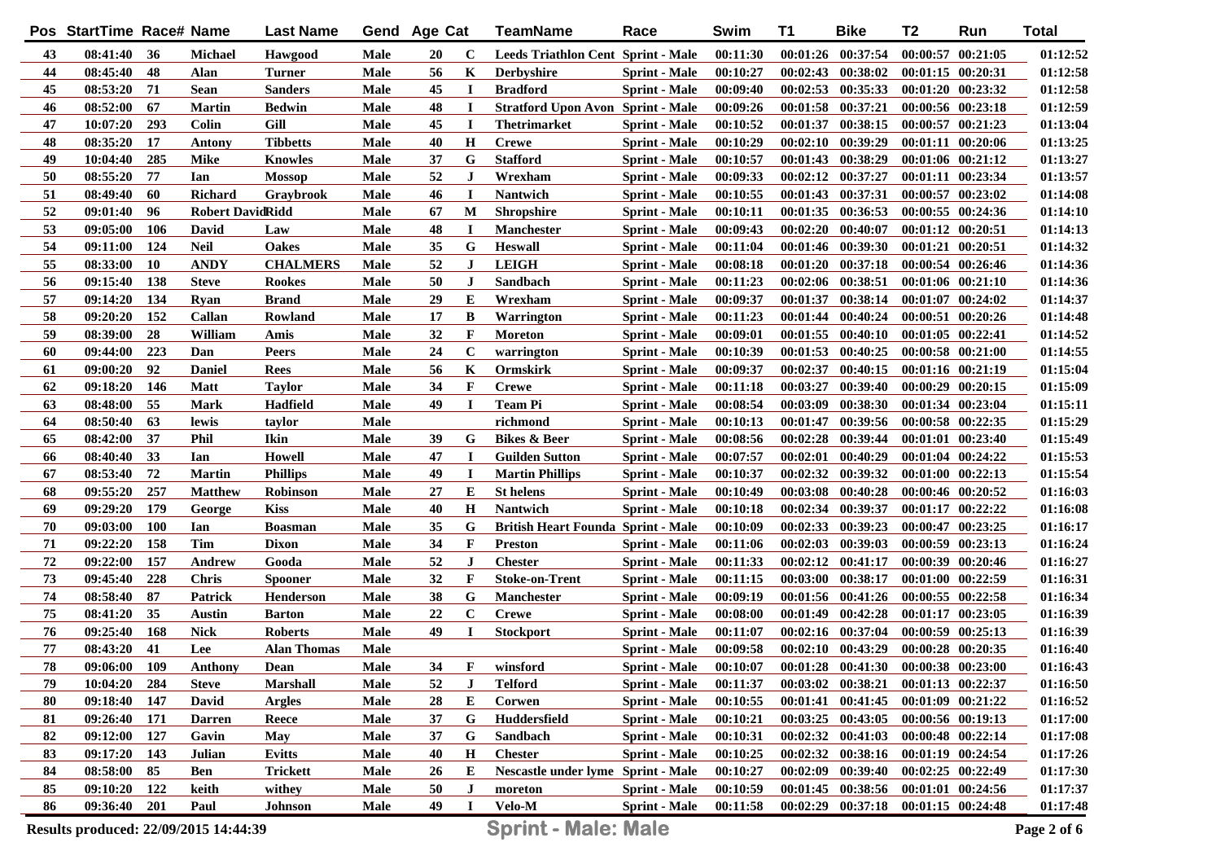| Pos | StartTime | Race# | Name | Last Name | Gend | Age | Cat | TeamName | Race | Swim | T1 | Bike | T2 | Run | Total |
|---|---|---|---|---|---|---|---|---|---|---|---|---|---|---|---|
| 43 | 08:41:40 | 36 | Michael | Hawgood | Male | 20 | C | Leeds Triathlon Cent | Sprint - Male | 00:11:30 | 00:01:26 | 00:37:54 | 00:00:57 | 00:21:05 | 01:12:52 |
| 44 | 08:45:40 | 48 | Alan | Turner | Male | 56 | K | Derbyshire | Sprint - Male | 00:10:27 | 00:02:43 | 00:38:02 | 00:01:15 | 00:20:31 | 01:12:58 |
| 45 | 08:53:20 | 71 | Sean | Sanders | Male | 45 | I | Bradford | Sprint - Male | 00:09:40 | 00:02:53 | 00:35:33 | 00:01:20 | 00:23:32 | 01:12:58 |
| 46 | 08:52:00 | 67 | Martin | Bedwin | Male | 48 | I | Stratford Upon Avon | Sprint - Male | 00:09:26 | 00:01:58 | 00:37:21 | 00:00:56 | 00:23:18 | 01:12:59 |
| 47 | 10:07:20 | 293 | Colin | Gill | Male | 45 | I | Thetrimarket | Sprint - Male | 00:10:52 | 00:01:37 | 00:38:15 | 00:00:57 | 00:21:23 | 01:13:04 |
| 48 | 08:35:20 | 17 | Antony | Tibbetts | Male | 40 | H | Crewe | Sprint - Male | 00:10:29 | 00:02:10 | 00:39:29 | 00:01:11 | 00:20:06 | 01:13:25 |
| 49 | 10:04:40 | 285 | Mike | Knowles | Male | 37 | G | Stafford | Sprint - Male | 00:10:57 | 00:01:43 | 00:38:29 | 00:01:06 | 00:21:12 | 01:13:27 |
| 50 | 08:55:20 | 77 | Ian | Mossop | Male | 52 | J | Wrexham | Sprint - Male | 00:09:33 | 00:02:12 | 00:37:27 | 00:01:11 | 00:23:34 | 01:13:57 |
| 51 | 08:49:40 | 60 | Richard | Graybrook | Male | 46 | I | Nantwich | Sprint - Male | 00:10:55 | 00:01:43 | 00:37:31 | 00:00:57 | 00:23:02 | 01:14:08 |
| 52 | 09:01:40 | 96 | Robert David | Ridd | Male | 67 | M | Shropshire | Sprint - Male | 00:10:11 | 00:01:35 | 00:36:53 | 00:00:55 | 00:24:36 | 01:14:10 |
| 53 | 09:05:00 | 106 | David | Law | Male | 48 | I | Manchester | Sprint - Male | 00:09:43 | 00:02:20 | 00:40:07 | 00:01:12 | 00:20:51 | 01:14:13 |
| 54 | 09:11:00 | 124 | Neil | Oakes | Male | 35 | G | Heswall | Sprint - Male | 00:11:04 | 00:01:46 | 00:39:30 | 00:01:21 | 00:20:51 | 01:14:32 |
| 55 | 08:33:00 | 10 | ANDY | CHALMERS | Male | 52 | J | LEIGH | Sprint - Male | 00:08:18 | 00:01:20 | 00:37:18 | 00:00:54 | 00:26:46 | 01:14:36 |
| 56 | 09:15:40 | 138 | Steve | Rookes | Male | 50 | J | Sandbach | Sprint - Male | 00:11:23 | 00:02:06 | 00:38:51 | 00:01:06 | 00:21:10 | 01:14:36 |
| 57 | 09:14:20 | 134 | Ryan | Brand | Male | 29 | E | Wrexham | Sprint - Male | 00:09:37 | 00:01:37 | 00:38:14 | 00:01:07 | 00:24:02 | 01:14:37 |
| 58 | 09:20:20 | 152 | Callan | Rowland | Male | 17 | B | Warrington | Sprint - Male | 00:11:23 | 00:01:44 | 00:40:24 | 00:00:51 | 00:20:26 | 01:14:48 |
| 59 | 08:39:00 | 28 | William | Amis | Male | 32 | F | Moreton | Sprint - Male | 00:09:01 | 00:01:55 | 00:40:10 | 00:01:05 | 00:22:41 | 01:14:52 |
| 60 | 09:44:00 | 223 | Dan | Peers | Male | 24 | C | warrington | Sprint - Male | 00:10:39 | 00:01:53 | 00:40:25 | 00:00:58 | 00:21:00 | 01:14:55 |
| 61 | 09:00:20 | 92 | Daniel | Rees | Male | 56 | K | Ormskirk | Sprint - Male | 00:09:37 | 00:02:37 | 00:40:15 | 00:01:16 | 00:21:19 | 01:15:04 |
| 62 | 09:18:20 | 146 | Matt | Taylor | Male | 34 | F | Crewe | Sprint - Male | 00:11:18 | 00:03:27 | 00:39:40 | 00:00:29 | 00:20:15 | 01:15:09 |
| 63 | 08:48:00 | 55 | Mark | Hadfield | Male | 49 | I | Team Pi | Sprint - Male | 00:08:54 | 00:03:09 | 00:38:30 | 00:01:34 | 00:23:04 | 01:15:11 |
| 64 | 08:50:40 | 63 | lewis | taylor | Male | | | richmond | Sprint - Male | 00:10:13 | 00:01:47 | 00:39:56 | 00:00:58 | 00:22:35 | 01:15:29 |
| 65 | 08:42:00 | 37 | Phil | Ikin | Male | 39 | G | Bikes & Beer | Sprint - Male | 00:08:56 | 00:02:28 | 00:39:44 | 00:01:01 | 00:23:40 | 01:15:49 |
| 66 | 08:40:40 | 33 | Ian | Howell | Male | 47 | I | Guilden Sutton | Sprint - Male | 00:07:57 | 00:02:01 | 00:40:29 | 00:01:04 | 00:24:22 | 01:15:53 |
| 67 | 08:53:40 | 72 | Martin | Phillips | Male | 49 | I | Martin Phillips | Sprint - Male | 00:10:37 | 00:02:32 | 00:39:32 | 00:01:00 | 00:22:13 | 01:15:54 |
| 68 | 09:55:20 | 257 | Matthew | Robinson | Male | 27 | E | St helens | Sprint - Male | 00:10:49 | 00:03:08 | 00:40:28 | 00:00:46 | 00:20:52 | 01:16:03 |
| 69 | 09:29:20 | 179 | George | Kiss | Male | 40 | H | Nantwich | Sprint - Male | 00:10:18 | 00:02:34 | 00:39:37 | 00:01:17 | 00:22:22 | 01:16:08 |
| 70 | 09:03:00 | 100 | Ian | Boasman | Male | 35 | G | British Heart Founda | Sprint - Male | 00:10:09 | 00:02:33 | 00:39:23 | 00:00:47 | 00:23:25 | 01:16:17 |
| 71 | 09:22:20 | 158 | Tim | Dixon | Male | 34 | F | Preston | Sprint - Male | 00:11:06 | 00:02:03 | 00:39:03 | 00:00:59 | 00:23:13 | 01:16:24 |
| 72 | 09:22:00 | 157 | Andrew | Gooda | Male | 52 | J | Chester | Sprint - Male | 00:11:33 | 00:02:12 | 00:41:17 | 00:00:39 | 00:20:46 | 01:16:27 |
| 73 | 09:45:40 | 228 | Chris | Spooner | Male | 32 | F | Stoke-on-Trent | Sprint - Male | 00:11:15 | 00:03:00 | 00:38:17 | 00:01:00 | 00:22:59 | 01:16:31 |
| 74 | 08:58:40 | 87 | Patrick | Henderson | Male | 38 | G | Manchester | Sprint - Male | 00:09:19 | 00:01:56 | 00:41:26 | 00:00:55 | 00:22:58 | 01:16:34 |
| 75 | 08:41:20 | 35 | Austin | Barton | Male | 22 | C | Crewe | Sprint - Male | 00:08:00 | 00:01:49 | 00:42:28 | 00:01:17 | 00:23:05 | 01:16:39 |
| 76 | 09:25:40 | 168 | Nick | Roberts | Male | 49 | I | Stockport | Sprint - Male | 00:11:07 | 00:02:16 | 00:37:04 | 00:00:59 | 00:25:13 | 01:16:39 |
| 77 | 08:43:20 | 41 | Lee | Alan Thomas | Male | | | | Sprint - Male | 00:09:58 | 00:02:10 | 00:43:29 | 00:00:28 | 00:20:35 | 01:16:40 |
| 78 | 09:06:00 | 109 | Anthony | Dean | Male | 34 | F | winsford | Sprint - Male | 00:10:07 | 00:01:28 | 00:41:30 | 00:00:38 | 00:23:00 | 01:16:43 |
| 79 | 10:04:20 | 284 | Steve | Marshall | Male | 52 | J | Telford | Sprint - Male | 00:11:37 | 00:03:02 | 00:38:21 | 00:01:13 | 00:22:37 | 01:16:50 |
| 80 | 09:18:40 | 147 | David | Argles | Male | 28 | E | Corwen | Sprint - Male | 00:10:55 | 00:01:41 | 00:41:45 | 00:01:09 | 00:21:22 | 01:16:52 |
| 81 | 09:26:40 | 171 | Darren | Reece | Male | 37 | G | Huddersfield | Sprint - Male | 00:10:21 | 00:03:25 | 00:43:05 | 00:00:56 | 00:19:13 | 01:17:00 |
| 82 | 09:12:00 | 127 | Gavin | May | Male | 37 | G | Sandbach | Sprint - Male | 00:10:31 | 00:02:32 | 00:41:03 | 00:00:48 | 00:22:14 | 01:17:08 |
| 83 | 09:17:20 | 143 | Julian | Evitts | Male | 40 | H | Chester | Sprint - Male | 00:10:25 | 00:02:32 | 00:38:16 | 00:01:19 | 00:24:54 | 01:17:26 |
| 84 | 08:58:00 | 85 | Ben | Trickett | Male | 26 | E | Nescastle under lyme | Sprint - Male | 00:10:27 | 00:02:09 | 00:39:40 | 00:02:25 | 00:22:49 | 01:17:30 |
| 85 | 09:10:20 | 122 | keith | withey | Male | 50 | J | moreton | Sprint - Male | 00:10:59 | 00:01:45 | 00:38:56 | 00:01:01 | 00:24:56 | 01:17:37 |
| 86 | 09:36:40 | 201 | Paul | Johnson | Male | 49 | I | Velo-M | Sprint - Male | 00:11:58 | 00:02:29 | 00:37:18 | 00:01:15 | 00:24:48 | 01:17:48 |

Results produced: 22/09/2015 14:44:39

**Sprint - Male: Male**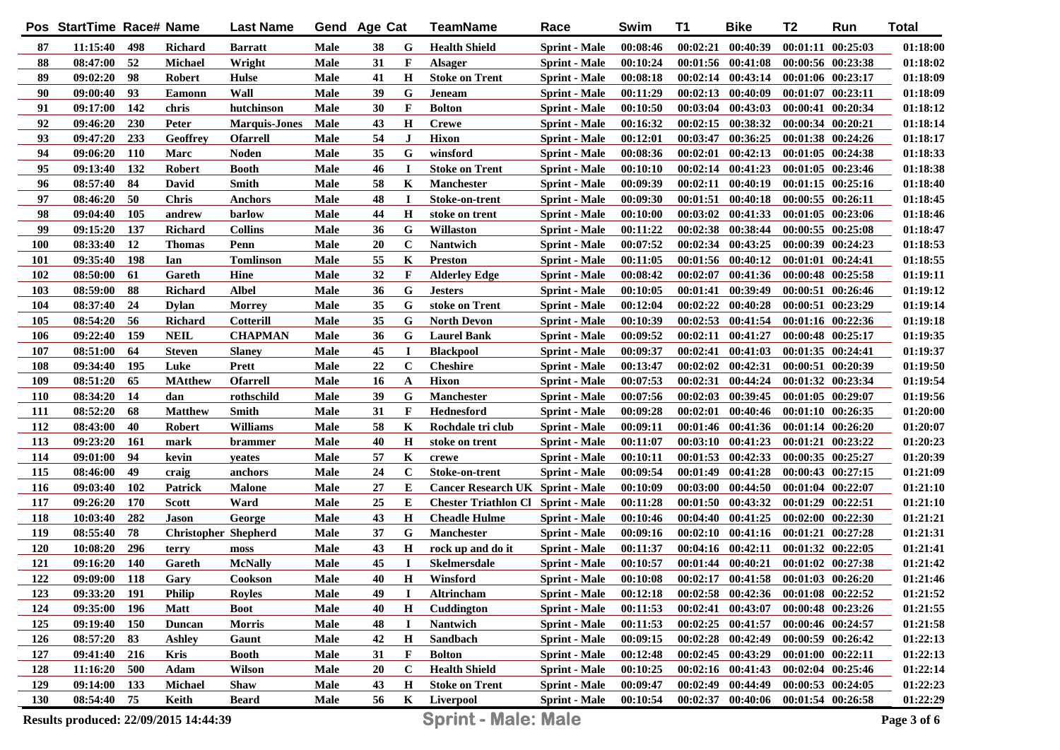| Pos | StartTime | Race# | Name | Last Name | Gend | Age | Cat | TeamName | Race | Swim | T1 | Bike | T2 | Run | Total |
|---|---|---|---|---|---|---|---|---|---|---|---|---|---|---|---|
| 87 | 11:15:40 | 498 | Richard | Barratt | Male | 38 | G | Health Shield | Sprint - Male | 00:08:46 | 00:02:21 | 00:40:39 | 00:01:11 | 00:25:03 | 01:18:00 |
| 88 | 08:47:00 | 52 | Michael | Wright | Male | 31 | F | Alsager | Sprint - Male | 00:10:24 | 00:01:56 | 00:41:08 | 00:00:56 | 00:23:38 | 01:18:02 |
| 89 | 09:02:20 | 98 | Robert | Hulse | Male | 41 | H | Stoke on Trent | Sprint - Male | 00:08:18 | 00:02:14 | 00:43:14 | 00:01:06 | 00:23:17 | 01:18:09 |
| 90 | 09:00:40 | 93 | Eamonn | Wall | Male | 39 | G | Jeneam | Sprint - Male | 00:11:29 | 00:02:13 | 00:40:09 | 00:01:07 | 00:23:11 | 01:18:09 |
| 91 | 09:17:00 | 142 | chris | hutchinson | Male | 30 | F | Bolton | Sprint - Male | 00:10:50 | 00:03:04 | 00:43:03 | 00:00:41 | 00:20:34 | 01:18:12 |
| 92 | 09:46:20 | 230 | Peter | Marquis-Jones | Male | 43 | H | Crewe | Sprint - Male | 00:16:32 | 00:02:15 | 00:38:32 | 00:00:34 | 00:20:21 | 01:18:14 |
| 93 | 09:47:20 | 233 | Geoffrey | Ofarrell | Male | 54 | J | Hixon | Sprint - Male | 00:12:01 | 00:03:47 | 00:36:25 | 00:01:38 | 00:24:26 | 01:18:17 |
| 94 | 09:06:20 | 110 | Marc | Noden | Male | 35 | G | winsford | Sprint - Male | 00:08:36 | 00:02:01 | 00:42:13 | 00:01:05 | 00:24:38 | 01:18:33 |
| 95 | 09:13:40 | 132 | Robert | Booth | Male | 46 | I | Stoke on Trent | Sprint - Male | 00:10:10 | 00:02:14 | 00:41:23 | 00:01:05 | 00:23:46 | 01:18:38 |
| 96 | 08:57:40 | 84 | David | Smith | Male | 58 | K | Manchester | Sprint - Male | 00:09:39 | 00:02:11 | 00:40:19 | 00:01:15 | 00:25:16 | 01:18:40 |
| 97 | 08:46:20 | 50 | Chris | Anchors | Male | 48 | I | Stoke-on-trent | Sprint - Male | 00:09:30 | 00:01:51 | 00:40:18 | 00:00:55 | 00:26:11 | 01:18:45 |
| 98 | 09:04:40 | 105 | andrew | barlow | Male | 44 | H | stoke on trent | Sprint - Male | 00:10:00 | 00:03:02 | 00:41:33 | 00:01:05 | 00:23:06 | 01:18:46 |
| 99 | 09:15:20 | 137 | Richard | Collins | Male | 36 | G | Willaston | Sprint - Male | 00:11:22 | 00:02:38 | 00:38:44 | 00:00:55 | 00:25:08 | 01:18:47 |
| 100 | 08:33:40 | 12 | Thomas | Penn | Male | 20 | C | Nantwich | Sprint - Male | 00:07:52 | 00:02:34 | 00:43:25 | 00:00:39 | 00:24:23 | 01:18:53 |
| 101 | 09:35:40 | 198 | Ian | Tomlinson | Male | 55 | K | Preston | Sprint - Male | 00:11:05 | 00:01:56 | 00:40:12 | 00:01:01 | 00:24:41 | 01:18:55 |
| 102 | 08:50:00 | 61 | Gareth | Hine | Male | 32 | F | Alderley Edge | Sprint - Male | 00:08:42 | 00:02:07 | 00:41:36 | 00:00:48 | 00:25:58 | 01:19:11 |
| 103 | 08:59:00 | 88 | Richard | Albel | Male | 36 | G | Jesters | Sprint - Male | 00:10:05 | 00:01:41 | 00:39:49 | 00:00:51 | 00:26:46 | 01:19:12 |
| 104 | 08:37:40 | 24 | Dylan | Morrey | Male | 35 | G | stoke on Trent | Sprint - Male | 00:12:04 | 00:02:22 | 00:40:28 | 00:00:51 | 00:23:29 | 01:19:14 |
| 105 | 08:54:20 | 56 | Richard | Cotterill | Male | 35 | G | North Devon | Sprint - Male | 00:10:39 | 00:02:53 | 00:41:54 | 00:01:16 | 00:22:36 | 01:19:18 |
| 106 | 09:22:40 | 159 | NEIL | CHAPMAN | Male | 36 | G | Laurel Bank | Sprint - Male | 00:09:52 | 00:02:11 | 00:41:27 | 00:00:48 | 00:25:17 | 01:19:35 |
| 107 | 08:51:00 | 64 | Steven | Slaney | Male | 45 | I | Blackpool | Sprint - Male | 00:09:37 | 00:02:41 | 00:41:03 | 00:01:35 | 00:24:41 | 01:19:37 |
| 108 | 09:34:40 | 195 | Luke | Prett | Male | 22 | C | Cheshire | Sprint - Male | 00:13:47 | 00:02:02 | 00:42:31 | 00:00:51 | 00:20:39 | 01:19:50 |
| 109 | 08:51:20 | 65 | MAtthew | Ofarrell | Male | 16 | A | Hixon | Sprint - Male | 00:07:53 | 00:02:31 | 00:44:24 | 00:01:32 | 00:23:34 | 01:19:54 |
| 110 | 08:34:20 | 14 | dan | rothschild | Male | 39 | G | Manchester | Sprint - Male | 00:07:56 | 00:02:03 | 00:39:45 | 00:01:05 | 00:29:07 | 01:19:56 |
| 111 | 08:52:20 | 68 | Matthew | Smith | Male | 31 | F | Hednesford | Sprint - Male | 00:09:28 | 00:02:01 | 00:40:46 | 00:01:10 | 00:26:35 | 01:20:00 |
| 112 | 08:43:00 | 40 | Robert | Williams | Male | 58 | K | Rochdale tri club | Sprint - Male | 00:09:11 | 00:01:46 | 00:41:36 | 00:01:14 | 00:26:20 | 01:20:07 |
| 113 | 09:23:20 | 161 | mark | brammer | Male | 40 | H | stoke on trent | Sprint - Male | 00:11:07 | 00:03:10 | 00:41:23 | 00:01:21 | 00:23:22 | 01:20:23 |
| 114 | 09:01:00 | 94 | kevin | yeates | Male | 57 | K | crewe | Sprint - Male | 00:10:11 | 00:01:53 | 00:42:33 | 00:00:35 | 00:25:27 | 01:20:39 |
| 115 | 08:46:00 | 49 | craig | anchors | Male | 24 | C | Stoke-on-trent | Sprint - Male | 00:09:54 | 00:01:49 | 00:41:28 | 00:00:43 | 00:27:15 | 01:21:09 |
| 116 | 09:03:40 | 102 | Patrick | Malone | Male | 27 | E | Cancer Research UK | Sprint - Male | 00:10:09 | 00:03:00 | 00:44:50 | 00:01:04 | 00:22:07 | 01:21:10 |
| 117 | 09:26:20 | 170 | Scott | Ward | Male | 25 | E | Chester Triathlon Cl | Sprint - Male | 00:11:28 | 00:01:50 | 00:43:32 | 00:01:29 | 00:22:51 | 01:21:10 |
| 118 | 10:03:40 | 282 | Jason | George | Male | 43 | H | Cheadle Hulme | Sprint - Male | 00:10:46 | 00:04:40 | 00:41:25 | 00:02:00 | 00:22:30 | 01:21:21 |
| 119 | 08:55:40 | 78 | Christopher | Shepherd | Male | 37 | G | Manchester | Sprint - Male | 00:09:16 | 00:02:10 | 00:41:16 | 00:01:21 | 00:27:28 | 01:21:31 |
| 120 | 10:08:20 | 296 | terry | moss | Male | 43 | H | rock up and do it | Sprint - Male | 00:11:37 | 00:04:16 | 00:42:11 | 00:01:32 | 00:22:05 | 01:21:41 |
| 121 | 09:16:20 | 140 | Gareth | McNally | Male | 45 | I | Skelmersdale | Sprint - Male | 00:10:57 | 00:01:44 | 00:40:21 | 00:01:02 | 00:27:38 | 01:21:42 |
| 122 | 09:09:00 | 118 | Gary | Cookson | Male | 40 | H | Winsford | Sprint - Male | 00:10:08 | 00:02:17 | 00:41:58 | 00:01:03 | 00:26:20 | 01:21:46 |
| 123 | 09:33:20 | 191 | Philip | Royles | Male | 49 | I | Altrincham | Sprint - Male | 00:12:18 | 00:02:58 | 00:42:36 | 00:01:08 | 00:22:52 | 01:21:52 |
| 124 | 09:35:00 | 196 | Matt | Boot | Male | 40 | H | Cuddington | Sprint - Male | 00:11:53 | 00:02:41 | 00:43:07 | 00:00:48 | 00:23:26 | 01:21:55 |
| 125 | 09:19:40 | 150 | Duncan | Morris | Male | 48 | I | Nantwich | Sprint - Male | 00:11:53 | 00:02:25 | 00:41:57 | 00:00:46 | 00:24:57 | 01:21:58 |
| 126 | 08:57:20 | 83 | Ashley | Gaunt | Male | 42 | H | Sandbach | Sprint - Male | 00:09:15 | 00:02:28 | 00:42:49 | 00:00:59 | 00:26:42 | 01:22:13 |
| 127 | 09:41:40 | 216 | Kris | Booth | Male | 31 | F | Bolton | Sprint - Male | 00:12:48 | 00:02:45 | 00:43:29 | 00:01:00 | 00:22:11 | 01:22:13 |
| 128 | 11:16:20 | 500 | Adam | Wilson | Male | 20 | C | Health Shield | Sprint - Male | 00:10:25 | 00:02:16 | 00:41:43 | 00:02:04 | 00:25:46 | 01:22:14 |
| 129 | 09:14:00 | 133 | Michael | Shaw | Male | 43 | H | Stoke on Trent | Sprint - Male | 00:09:47 | 00:02:49 | 00:44:49 | 00:00:53 | 00:24:05 | 01:22:23 |
| 130 | 08:54:40 | 75 | Keith | Beard | Male | 56 | K | Liverpool | Sprint - Male | 00:10:54 | 00:02:37 | 00:40:06 | 00:01:54 | 00:26:58 | 01:22:29 |

Results produced: 22/09/2015 14:44:39

**Sprint - Male: Male**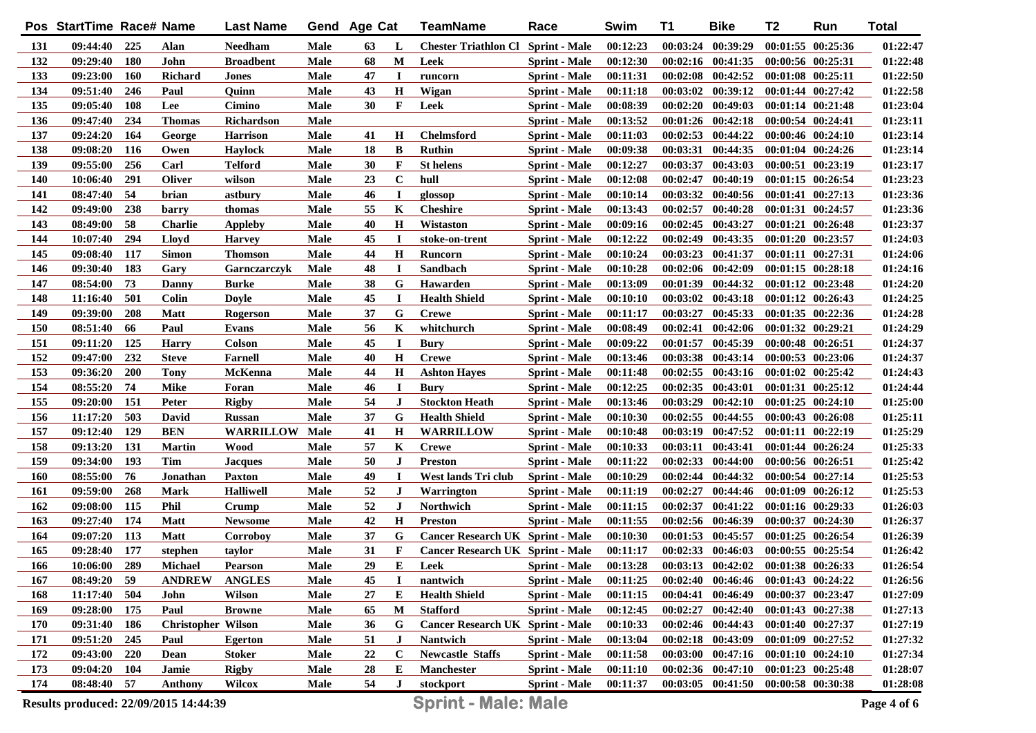| Pos | StartTime | Race# | Name | Last Name | Gend | Age | Cat | TeamName | Race | Swim | T1 | Bike | T2 | Run | Total |
|---|---|---|---|---|---|---|---|---|---|---|---|---|---|---|---|
| 131 | 09:44:40 | 225 | Alan | Needham | Male | 63 | L | Chester Triathlon Cl | Sprint - Male | 00:12:23 | 00:03:24 | 00:39:29 | 00:01:55 | 00:25:36 | 01:22:47 |
| 132 | 09:29:40 | 180 | John | Broadbent | Male | 68 | M | Leek | Sprint - Male | 00:12:30 | 00:02:16 | 00:41:35 | 00:00:56 | 00:25:31 | 01:22:48 |
| 133 | 09:23:00 | 160 | Richard | Jones | Male | 47 | I | runcorn | Sprint - Male | 00:11:31 | 00:02:08 | 00:42:52 | 00:01:08 | 00:25:11 | 01:22:50 |
| 134 | 09:51:40 | 246 | Paul | Quinn | Male | 43 | H | Wigan | Sprint - Male | 00:11:18 | 00:03:02 | 00:39:12 | 00:01:44 | 00:27:42 | 01:22:58 |
| 135 | 09:05:40 | 108 | Lee | Cimino | Male | 30 | F | Leek | Sprint - Male | 00:08:39 | 00:02:20 | 00:49:03 | 00:01:14 | 00:21:48 | 01:23:04 |
| 136 | 09:47:40 | 234 | Thomas | Richardson | Male | | | | Sprint - Male | 00:13:52 | 00:01:26 | 00:42:18 | 00:00:54 | 00:24:41 | 01:23:11 |
| 137 | 09:24:20 | 164 | George | Harrison | Male | 41 | H | Chelmsford | Sprint - Male | 00:11:03 | 00:02:53 | 00:44:22 | 00:00:46 | 00:24:10 | 01:23:14 |
| 138 | 09:08:20 | 116 | Owen | Haylock | Male | 18 | B | Ruthin | Sprint - Male | 00:09:38 | 00:03:31 | 00:44:35 | 00:01:04 | 00:24:26 | 01:23:14 |
| 139 | 09:55:00 | 256 | Carl | Telford | Male | 30 | F | St helens | Sprint - Male | 00:12:27 | 00:03:37 | 00:43:03 | 00:00:51 | 00:23:19 | 01:23:17 |
| 140 | 10:06:40 | 291 | Oliver | wilson | Male | 23 | C | hull | Sprint - Male | 00:12:08 | 00:02:47 | 00:40:19 | 00:01:15 | 00:26:54 | 01:23:23 |
| 141 | 08:47:40 | 54 | brian | astbury | Male | 46 | I | glossop | Sprint - Male | 00:10:14 | 00:03:32 | 00:40:56 | 00:01:41 | 00:27:13 | 01:23:36 |
| 142 | 09:49:00 | 238 | barry | thomas | Male | 55 | K | Cheshire | Sprint - Male | 00:13:43 | 00:02:57 | 00:40:28 | 00:01:31 | 00:24:57 | 01:23:36 |
| 143 | 08:49:00 | 58 | Charlie | Appleby | Male | 40 | H | Wistaston | Sprint - Male | 00:09:16 | 00:02:45 | 00:43:27 | 00:01:21 | 00:26:48 | 01:23:37 |
| 144 | 10:07:40 | 294 | Lloyd | Harvey | Male | 45 | I | stoke-on-trent | Sprint - Male | 00:12:22 | 00:02:49 | 00:43:35 | 00:01:20 | 00:23:57 | 01:24:03 |
| 145 | 09:08:40 | 117 | Simon | Thomson | Male | 44 | H | Runcorn | Sprint - Male | 00:10:24 | 00:03:23 | 00:41:37 | 00:01:11 | 00:27:31 | 01:24:06 |
| 146 | 09:30:40 | 183 | Gary | Garnczarczyk | Male | 48 | I | Sandbach | Sprint - Male | 00:10:28 | 00:02:06 | 00:42:09 | 00:01:15 | 00:28:18 | 01:24:16 |
| 147 | 08:54:00 | 73 | Danny | Burke | Male | 38 | G | Hawarden | Sprint - Male | 00:13:09 | 00:01:39 | 00:44:32 | 00:01:12 | 00:23:48 | 01:24:20 |
| 148 | 11:16:40 | 501 | Colin | Doyle | Male | 45 | I | Health Shield | Sprint - Male | 00:10:10 | 00:03:02 | 00:43:18 | 00:01:12 | 00:26:43 | 01:24:25 |
| 149 | 09:39:00 | 208 | Matt | Rogerson | Male | 37 | G | Crewe | Sprint - Male | 00:11:17 | 00:03:27 | 00:45:33 | 00:01:35 | 00:22:36 | 01:24:28 |
| 150 | 08:51:40 | 66 | Paul | Evans | Male | 56 | K | whitchurch | Sprint - Male | 00:08:49 | 00:02:41 | 00:42:06 | 00:01:32 | 00:29:21 | 01:24:29 |
| 151 | 09:11:20 | 125 | Harry | Colson | Male | 45 | I | Bury | Sprint - Male | 00:09:22 | 00:01:57 | 00:45:39 | 00:00:48 | 00:26:51 | 01:24:37 |
| 152 | 09:47:00 | 232 | Steve | Farnell | Male | 40 | H | Crewe | Sprint - Male | 00:13:46 | 00:03:38 | 00:43:14 | 00:00:53 | 00:23:06 | 01:24:37 |
| 153 | 09:36:20 | 200 | Tony | McKenna | Male | 44 | H | Ashton Hayes | Sprint - Male | 00:11:48 | 00:02:55 | 00:43:16 | 00:01:02 | 00:25:42 | 01:24:43 |
| 154 | 08:55:20 | 74 | Mike | Foran | Male | 46 | I | Bury | Sprint - Male | 00:12:25 | 00:02:35 | 00:43:01 | 00:01:31 | 00:25:12 | 01:24:44 |
| 155 | 09:20:00 | 151 | Peter | Rigby | Male | 54 | J | Stockton Heath | Sprint - Male | 00:13:46 | 00:03:29 | 00:42:10 | 00:01:25 | 00:24:10 | 01:25:00 |
| 156 | 11:17:20 | 503 | David | Russan | Male | 37 | G | Health Shield | Sprint - Male | 00:10:30 | 00:02:55 | 00:44:55 | 00:00:43 | 00:26:08 | 01:25:11 |
| 157 | 09:12:40 | 129 | BEN | WARRILLOW | Male | 41 | H | WARRILLOW | Sprint - Male | 00:10:48 | 00:03:19 | 00:47:52 | 00:01:11 | 00:22:19 | 01:25:29 |
| 158 | 09:13:20 | 131 | Martin | Wood | Male | 57 | K | Crewe | Sprint - Male | 00:10:33 | 00:03:11 | 00:43:41 | 00:01:44 | 00:26:24 | 01:25:33 |
| 159 | 09:34:00 | 193 | Tim | Jacques | Male | 50 | J | Preston | Sprint - Male | 00:11:22 | 00:02:33 | 00:44:00 | 00:00:56 | 00:26:51 | 01:25:42 |
| 160 | 08:55:00 | 76 | Jonathan | Paxton | Male | 49 | I | West lands Tri club | Sprint - Male | 00:10:29 | 00:02:44 | 00:44:32 | 00:00:54 | 00:27:14 | 01:25:53 |
| 161 | 09:59:00 | 268 | Mark | Halliwell | Male | 52 | J | Warrington | Sprint - Male | 00:11:19 | 00:02:27 | 00:44:46 | 00:01:09 | 00:26:12 | 01:25:53 |
| 162 | 09:08:00 | 115 | Phil | Crump | Male | 52 | J | Northwich | Sprint - Male | 00:11:15 | 00:02:37 | 00:41:22 | 00:01:16 | 00:29:33 | 01:26:03 |
| 163 | 09:27:40 | 174 | Matt | Newsome | Male | 42 | H | Preston | Sprint - Male | 00:11:55 | 00:02:56 | 00:46:39 | 00:00:37 | 00:24:30 | 01:26:37 |
| 164 | 09:07:20 | 113 | Matt | Corroboy | Male | 37 | G | Cancer Research UK | Sprint - Male | 00:10:30 | 00:01:53 | 00:45:57 | 00:01:25 | 00:26:54 | 01:26:39 |
| 165 | 09:28:40 | 177 | stephen | taylor | Male | 31 | F | Cancer Research UK | Sprint - Male | 00:11:17 | 00:02:33 | 00:46:03 | 00:00:55 | 00:25:54 | 01:26:42 |
| 166 | 10:06:00 | 289 | Michael | Pearson | Male | 29 | E | Leek | Sprint - Male | 00:13:28 | 00:03:13 | 00:42:02 | 00:01:38 | 00:26:33 | 01:26:54 |
| 167 | 08:49:20 | 59 | ANDREW | ANGLES | Male | 45 | I | nantwich | Sprint - Male | 00:11:25 | 00:02:40 | 00:46:46 | 00:01:43 | 00:24:22 | 01:26:56 |
| 168 | 11:17:40 | 504 | John | Wilson | Male | 27 | E | Health Shield | Sprint - Male | 00:11:15 | 00:04:41 | 00:46:49 | 00:00:37 | 00:23:47 | 01:27:09 |
| 169 | 09:28:00 | 175 | Paul | Browne | Male | 65 | M | Stafford | Sprint - Male | 00:12:45 | 00:02:27 | 00:42:40 | 00:01:43 | 00:27:38 | 01:27:13 |
| 170 | 09:31:40 | 186 | Christopher | Wilson | Male | 36 | G | Cancer Research UK | Sprint - Male | 00:10:33 | 00:02:46 | 00:44:43 | 00:01:40 | 00:27:37 | 01:27:19 |
| 171 | 09:51:20 | 245 | Paul | Egerton | Male | 51 | J | Nantwich | Sprint - Male | 00:13:04 | 00:02:18 | 00:43:09 | 00:01:09 | 00:27:52 | 01:27:32 |
| 172 | 09:43:00 | 220 | Dean | Stoker | Male | 22 | C | Newcastle Staffs | Sprint - Male | 00:11:58 | 00:03:00 | 00:47:16 | 00:01:10 | 00:24:10 | 01:27:34 |
| 173 | 09:04:20 | 104 | Jamie | Rigby | Male | 28 | E | Manchester | Sprint - Male | 00:11:10 | 00:02:36 | 00:47:10 | 00:01:23 | 00:25:48 | 01:28:07 |
| 174 | 08:48:40 | 57 | Anthony | Wilcox | Male | 54 | J | stockport | Sprint - Male | 00:11:37 | 00:03:05 | 00:41:50 | 00:00:58 | 00:30:38 | 01:28:08 |

Results produced: 22/09/2015 14:44:39

**Sprint - Male: Male**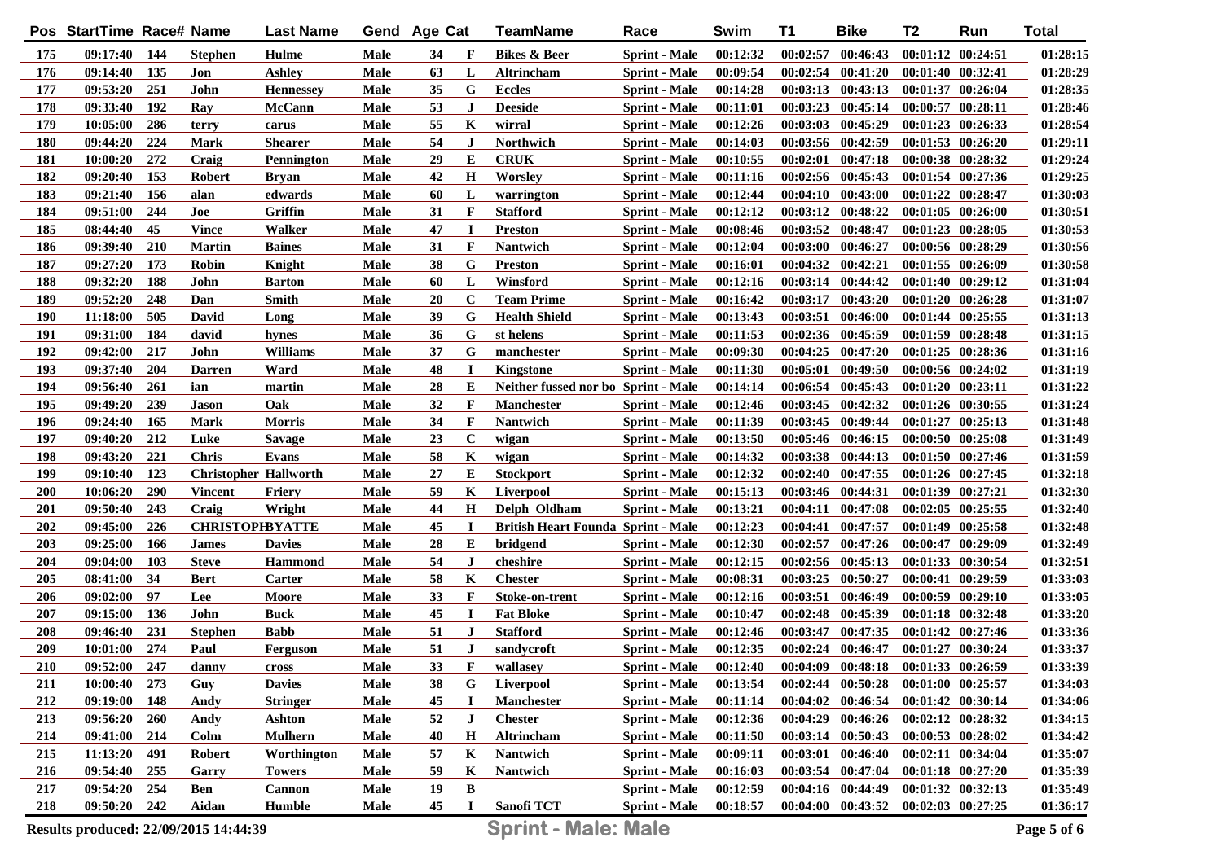| Pos | StartTime | Race# | Name | Last Name | Gend | Age | Cat | TeamName | Race | Swim | T1 | Bike | T2 | Run | Total |
|---|---|---|---|---|---|---|---|---|---|---|---|---|---|---|---|
| 175 | 09:17:40 | 144 | Stephen | Hulme | Male | 34 | F | Bikes & Beer | Sprint - Male | 00:12:32 | 00:02:57 | 00:46:43 | 00:01:12 | 00:24:51 | 01:28:15 |
| 176 | 09:14:40 | 135 | Jon | Ashley | Male | 63 | L | Altrincham | Sprint - Male | 00:09:54 | 00:02:54 | 00:41:20 | 00:01:40 | 00:32:41 | 01:28:29 |
| 177 | 09:53:20 | 251 | John | Hennessey | Male | 35 | G | Eccles | Sprint - Male | 00:14:28 | 00:03:13 | 00:43:13 | 00:01:37 | 00:26:04 | 01:28:35 |
| 178 | 09:33:40 | 192 | Ray | McCann | Male | 53 | J | Deeside | Sprint - Male | 00:11:01 | 00:03:23 | 00:45:14 | 00:00:57 | 00:28:11 | 01:28:46 |
| 179 | 10:05:00 | 286 | terry | carus | Male | 55 | K | wirral | Sprint - Male | 00:12:26 | 00:03:03 | 00:45:29 | 00:01:23 | 00:26:33 | 01:28:54 |
| 180 | 09:44:20 | 224 | Mark | Shearer | Male | 54 | J | Northwich | Sprint - Male | 00:14:03 | 00:03:56 | 00:42:59 | 00:01:53 | 00:26:20 | 01:29:11 |
| 181 | 10:00:20 | 272 | Craig | Pennington | Male | 29 | E | CRUK | Sprint - Male | 00:10:55 | 00:02:01 | 00:47:18 | 00:00:38 | 00:28:32 | 01:29:24 |
| 182 | 09:20:40 | 153 | Robert | Bryan | Male | 42 | H | Worsley | Sprint - Male | 00:11:16 | 00:02:56 | 00:45:43 | 00:01:54 | 00:27:36 | 01:29:25 |
| 183 | 09:21:40 | 156 | alan | edwards | Male | 60 | L | warrington | Sprint - Male | 00:12:44 | 00:04:10 | 00:43:00 | 00:01:22 | 00:28:47 | 01:30:03 |
| 184 | 09:51:00 | 244 | Joe | Griffin | Male | 31 | F | Stafford | Sprint - Male | 00:12:12 | 00:03:12 | 00:48:22 | 00:01:05 | 00:26:00 | 01:30:51 |
| 185 | 08:44:40 | 45 | Vince | Walker | Male | 47 | I | Preston | Sprint - Male | 00:08:46 | 00:03:52 | 00:48:47 | 00:01:23 | 00:28:05 | 01:30:53 |
| 186 | 09:39:40 | 210 | Martin | Baines | Male | 31 | F | Nantwich | Sprint - Male | 00:12:04 | 00:03:00 | 00:46:27 | 00:00:56 | 00:28:29 | 01:30:56 |
| 187 | 09:27:20 | 173 | Robin | Knight | Male | 38 | G | Preston | Sprint - Male | 00:16:01 | 00:04:32 | 00:42:21 | 00:01:55 | 00:26:09 | 01:30:58 |
| 188 | 09:32:20 | 188 | John | Barton | Male | 60 | L | Winsford | Sprint - Male | 00:12:16 | 00:03:14 | 00:44:42 | 00:01:40 | 00:29:12 | 01:31:04 |
| 189 | 09:52:20 | 248 | Dan | Smith | Male | 20 | C | Team Prime | Sprint - Male | 00:16:42 | 00:03:17 | 00:43:20 | 00:01:20 | 00:26:28 | 01:31:07 |
| 190 | 11:18:00 | 505 | David | Long | Male | 39 | G | Health Shield | Sprint - Male | 00:13:43 | 00:03:51 | 00:46:00 | 00:01:44 | 00:25:55 | 01:31:13 |
| 191 | 09:31:00 | 184 | david | hynes | Male | 36 | G | st helens | Sprint - Male | 00:11:53 | 00:02:36 | 00:45:59 | 00:01:59 | 00:28:48 | 01:31:15 |
| 192 | 09:42:00 | 217 | John | Williams | Male | 37 | G | manchester | Sprint - Male | 00:09:30 | 00:04:25 | 00:47:20 | 00:01:25 | 00:28:36 | 01:31:16 |
| 193 | 09:37:40 | 204 | Darren | Ward | Male | 48 | I | Kingstone | Sprint - Male | 00:11:30 | 00:05:01 | 00:49:50 | 00:00:56 | 00:24:02 | 01:31:19 |
| 194 | 09:56:40 | 261 | ian | martin | Male | 28 | E | Neither fussed nor bo | Sprint - Male | 00:14:14 | 00:06:54 | 00:45:43 | 00:01:20 | 00:23:11 | 01:31:22 |
| 195 | 09:49:20 | 239 | Jason | Oak | Male | 32 | F | Manchester | Sprint - Male | 00:12:46 | 00:03:45 | 00:42:32 | 00:01:26 | 00:30:55 | 01:31:24 |
| 196 | 09:24:40 | 165 | Mark | Morris | Male | 34 | F | Nantwich | Sprint - Male | 00:11:39 | 00:03:45 | 00:49:44 | 00:01:27 | 00:25:13 | 01:31:48 |
| 197 | 09:40:20 | 212 | Luke | Savage | Male | 23 | C | wigan | Sprint - Male | 00:13:50 | 00:05:46 | 00:46:15 | 00:00:50 | 00:25:08 | 01:31:49 |
| 198 | 09:43:20 | 221 | Chris | Evans | Male | 58 | K | wigan | Sprint - Male | 00:14:32 | 00:03:38 | 00:44:13 | 00:01:50 | 00:27:46 | 01:31:59 |
| 199 | 09:10:40 | 123 | Christopher | Hallworth | Male | 27 | E | Stockport | Sprint - Male | 00:12:32 | 00:02:40 | 00:47:55 | 00:01:26 | 00:27:45 | 01:32:18 |
| 200 | 10:06:20 | 290 | Vincent | Friery | Male | 59 | K | Liverpool | Sprint - Male | 00:15:13 | 00:03:46 | 00:44:31 | 00:01:39 | 00:27:21 | 01:32:30 |
| 201 | 09:50:40 | 243 | Craig | Wright | Male | 44 | H | Delph Oldham | Sprint - Male | 00:13:21 | 00:04:11 | 00:47:08 | 00:02:05 | 00:25:55 | 01:32:40 |
| 202 | 09:45:00 | 226 | CHRISTOPHE | BYATTE | Male | 45 | I | British Heart Founda | Sprint - Male | 00:12:23 | 00:04:41 | 00:47:57 | 00:01:49 | 00:25:58 | 01:32:48 |
| 203 | 09:25:00 | 166 | James | Davies | Male | 28 | E | bridgend | Sprint - Male | 00:12:30 | 00:02:57 | 00:47:26 | 00:00:47 | 00:29:09 | 01:32:49 |
| 204 | 09:04:00 | 103 | Steve | Hammond | Male | 54 | J | cheshire | Sprint - Male | 00:12:15 | 00:02:56 | 00:45:13 | 00:01:33 | 00:30:54 | 01:32:51 |
| 205 | 08:41:00 | 34 | Bert | Carter | Male | 58 | K | Chester | Sprint - Male | 00:08:31 | 00:03:25 | 00:50:27 | 00:00:41 | 00:29:59 | 01:33:03 |
| 206 | 09:02:00 | 97 | Lee | Moore | Male | 33 | F | Stoke-on-trent | Sprint - Male | 00:12:16 | 00:03:51 | 00:46:49 | 00:00:59 | 00:29:10 | 01:33:05 |
| 207 | 09:15:00 | 136 | John | Buck | Male | 45 | I | Fat Bloke | Sprint - Male | 00:10:47 | 00:02:48 | 00:45:39 | 00:01:18 | 00:32:48 | 01:33:20 |
| 208 | 09:46:40 | 231 | Stephen | Babb | Male | 51 | J | Stafford | Sprint - Male | 00:12:46 | 00:03:47 | 00:47:35 | 00:01:42 | 00:27:46 | 01:33:36 |
| 209 | 10:01:00 | 274 | Paul | Ferguson | Male | 51 | J | sandycroft | Sprint - Male | 00:12:35 | 00:02:24 | 00:46:47 | 00:01:27 | 00:30:24 | 01:33:37 |
| 210 | 09:52:00 | 247 | danny | cross | Male | 33 | F | wallasey | Sprint - Male | 00:12:40 | 00:04:09 | 00:48:18 | 00:01:33 | 00:26:59 | 01:33:39 |
| 211 | 10:00:40 | 273 | Guy | Davies | Male | 38 | G | Liverpool | Sprint - Male | 00:13:54 | 00:02:44 | 00:50:28 | 00:01:00 | 00:25:57 | 01:34:03 |
| 212 | 09:19:00 | 148 | Andy | Stringer | Male | 45 | I | Manchester | Sprint - Male | 00:11:14 | 00:04:02 | 00:46:54 | 00:01:42 | 00:30:14 | 01:34:06 |
| 213 | 09:56:20 | 260 | Andy | Ashton | Male | 52 | J | Chester | Sprint - Male | 00:12:36 | 00:04:29 | 00:46:26 | 00:02:12 | 00:28:32 | 01:34:15 |
| 214 | 09:41:00 | 214 | Colm | Mulhern | Male | 40 | H | Altrincham | Sprint - Male | 00:11:50 | 00:03:14 | 00:50:43 | 00:00:53 | 00:28:02 | 01:34:42 |
| 215 | 11:13:20 | 491 | Robert | Worthington | Male | 57 | K | Nantwich | Sprint - Male | 00:09:11 | 00:03:01 | 00:46:40 | 00:02:11 | 00:34:04 | 01:35:07 |
| 216 | 09:54:40 | 255 | Garry | Towers | Male | 59 | K | Nantwich | Sprint - Male | 00:16:03 | 00:03:54 | 00:47:04 | 00:01:18 | 00:27:20 | 01:35:39 |
| 217 | 09:54:20 | 254 | Ben | Cannon | Male | 19 | B | | Sprint - Male | 00:12:59 | 00:04:16 | 00:44:49 | 00:01:32 | 00:32:13 | 01:35:49 |
| 218 | 09:50:20 | 242 | Aidan | Humble | Male | 45 | I | Sanofi TCT | Sprint - Male | 00:18:57 | 00:04:00 | 00:43:52 | 00:02:03 | 00:27:25 | 01:36:17 |

Results produced: 22/09/2015 14:44:39

**Sprint - Male: Male**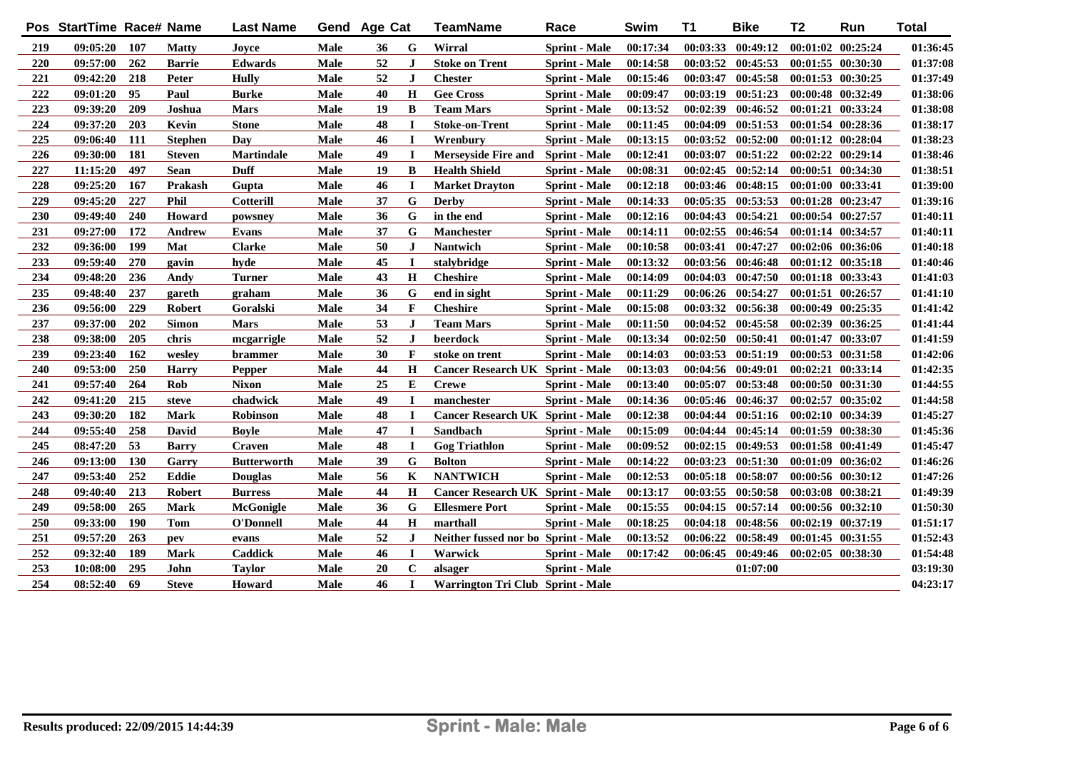| Pos | StartTime | Race# | Name | Last Name | Gend | Age | Cat | TeamName | Race | Swim | T1 | Bike | T2 | Run | Total |
|---|---|---|---|---|---|---|---|---|---|---|---|---|---|---|---|
| 219 | 09:05:20 | 107 | Matty | Joyce | Male | 36 | G | Wirral | Sprint - Male | 00:17:34 | 00:03:33 | 00:49:12 | 00:01:02 | 00:25:24 | 01:36:45 |
| 220 | 09:57:00 | 262 | Barrie | Edwards | Male | 52 | J | Stoke on Trent | Sprint - Male | 00:14:58 | 00:03:52 | 00:45:53 | 00:01:55 | 00:30:30 | 01:37:08 |
| 221 | 09:42:20 | 218 | Peter | Hully | Male | 52 | J | Chester | Sprint - Male | 00:15:46 | 00:03:47 | 00:45:58 | 00:01:53 | 00:30:25 | 01:37:49 |
| 222 | 09:01:20 | 95 | Paul | Burke | Male | 40 | H | Gee Cross | Sprint - Male | 00:09:47 | 00:03:19 | 00:51:23 | 00:00:48 | 00:32:49 | 01:38:06 |
| 223 | 09:39:20 | 209 | Joshua | Mars | Male | 19 | B | Team Mars | Sprint - Male | 00:13:52 | 00:02:39 | 00:46:52 | 00:01:21 | 00:33:24 | 01:38:08 |
| 224 | 09:37:20 | 203 | Kevin | Stone | Male | 48 | I | Stoke-on-Trent | Sprint - Male | 00:11:45 | 00:04:09 | 00:51:53 | 00:01:54 | 00:28:36 | 01:38:17 |
| 225 | 09:06:40 | 111 | Stephen | Day | Male | 46 | I | Wrenbury | Sprint - Male | 00:13:15 | 00:03:52 | 00:52:00 | 00:01:12 | 00:28:04 | 01:38:23 |
| 226 | 09:30:00 | 181 | Steven | Martindale | Male | 49 | I | Merseyside Fire and | Sprint - Male | 00:12:41 | 00:03:07 | 00:51:22 | 00:02:22 | 00:29:14 | 01:38:46 |
| 227 | 11:15:20 | 497 | Sean | Duff | Male | 19 | B | Health Shield | Sprint - Male | 00:08:31 | 00:02:45 | 00:52:14 | 00:00:51 | 00:34:30 | 01:38:51 |
| 228 | 09:25:20 | 167 | Prakash | Gupta | Male | 46 | I | Market Drayton | Sprint - Male | 00:12:18 | 00:03:46 | 00:48:15 | 00:01:00 | 00:33:41 | 01:39:00 |
| 229 | 09:45:20 | 227 | Phil | Cotterill | Male | 37 | G | Derby | Sprint - Male | 00:14:33 | 00:05:35 | 00:53:53 | 00:01:28 | 00:23:47 | 01:39:16 |
| 230 | 09:49:40 | 240 | Howard | powsney | Male | 36 | G | in the end | Sprint - Male | 00:12:16 | 00:04:43 | 00:54:21 | 00:00:54 | 00:27:57 | 01:40:11 |
| 231 | 09:27:00 | 172 | Andrew | Evans | Male | 37 | G | Manchester | Sprint - Male | 00:14:11 | 00:02:55 | 00:46:54 | 00:01:14 | 00:34:57 | 01:40:11 |
| 232 | 09:36:00 | 199 | Mat | Clarke | Male | 50 | J | Nantwich | Sprint - Male | 00:10:58 | 00:03:41 | 00:47:27 | 00:02:06 | 00:36:06 | 01:40:18 |
| 233 | 09:59:40 | 270 | gavin | hyde | Male | 45 | I | stalybridge | Sprint - Male | 00:13:32 | 00:03:56 | 00:46:48 | 00:01:12 | 00:35:18 | 01:40:46 |
| 234 | 09:48:20 | 236 | Andy | Turner | Male | 43 | H | Cheshire | Sprint - Male | 00:14:09 | 00:04:03 | 00:47:50 | 00:01:18 | 00:33:43 | 01:41:03 |
| 235 | 09:48:40 | 237 | gareth | graham | Male | 36 | G | end in sight | Sprint - Male | 00:11:29 | 00:06:26 | 00:54:27 | 00:01:51 | 00:26:57 | 01:41:10 |
| 236 | 09:56:00 | 229 | Robert | Goralski | Male | 34 | F | Cheshire | Sprint - Male | 00:15:08 | 00:03:32 | 00:56:38 | 00:00:49 | 00:25:35 | 01:41:42 |
| 237 | 09:37:00 | 202 | Simon | Mars | Male | 53 | J | Team Mars | Sprint - Male | 00:11:50 | 00:04:52 | 00:45:58 | 00:02:39 | 00:36:25 | 01:41:44 |
| 238 | 09:38:00 | 205 | chris | mcgarrigle | Male | 52 | J | beerdock | Sprint - Male | 00:13:34 | 00:02:50 | 00:50:41 | 00:01:47 | 00:33:07 | 01:41:59 |
| 239 | 09:23:40 | 162 | wesley | brammer | Male | 30 | F | stoke on trent | Sprint - Male | 00:14:03 | 00:03:53 | 00:51:19 | 00:00:53 | 00:31:58 | 01:42:06 |
| 240 | 09:53:00 | 250 | Harry | Pepper | Male | 44 | H | Cancer Research UK | Sprint - Male | 00:13:03 | 00:04:56 | 00:49:01 | 00:02:21 | 00:33:14 | 01:42:35 |
| 241 | 09:57:40 | 264 | Rob | Nixon | Male | 25 | E | Crewe | Sprint - Male | 00:13:40 | 00:05:07 | 00:53:48 | 00:00:50 | 00:31:30 | 01:44:55 |
| 242 | 09:41:20 | 215 | steve | chadwick | Male | 49 | I | manchester | Sprint - Male | 00:14:36 | 00:05:46 | 00:46:37 | 00:02:57 | 00:35:02 | 01:44:58 |
| 243 | 09:30:20 | 182 | Mark | Robinson | Male | 48 | I | Cancer Research UK | Sprint - Male | 00:12:38 | 00:04:44 | 00:51:16 | 00:02:10 | 00:34:39 | 01:45:27 |
| 244 | 09:55:40 | 258 | David | Boyle | Male | 47 | I | Sandbach | Sprint - Male | 00:15:09 | 00:04:44 | 00:45:14 | 00:01:59 | 00:38:30 | 01:45:36 |
| 245 | 08:47:20 | 53 | Barry | Craven | Male | 48 | I | Gog Triathlon | Sprint - Male | 00:09:52 | 00:02:15 | 00:49:53 | 00:01:58 | 00:41:49 | 01:45:47 |
| 246 | 09:13:00 | 130 | Garry | Butterworth | Male | 39 | G | Bolton | Sprint - Male | 00:14:22 | 00:03:23 | 00:51:30 | 00:01:09 | 00:36:02 | 01:46:26 |
| 247 | 09:53:40 | 252 | Eddie | Douglas | Male | 56 | K | NANTWICH | Sprint - Male | 00:12:53 | 00:05:18 | 00:58:07 | 00:00:56 | 00:30:12 | 01:47:26 |
| 248 | 09:40:40 | 213 | Robert | Burress | Male | 44 | H | Cancer Research UK | Sprint - Male | 00:13:17 | 00:03:55 | 00:50:58 | 00:03:08 | 00:38:21 | 01:49:39 |
| 249 | 09:58:00 | 265 | Mark | McGonigle | Male | 36 | G | Ellesmere Port | Sprint - Male | 00:15:55 | 00:04:15 | 00:57:14 | 00:00:56 | 00:32:10 | 01:50:30 |
| 250 | 09:33:00 | 190 | Tom | O'Donnell | Male | 44 | H | marthall | Sprint - Male | 00:18:25 | 00:04:18 | 00:48:56 | 00:02:19 | 00:37:19 | 01:51:17 |
| 251 | 09:57:20 | 263 | pev | evans | Male | 52 | J | Neither fussed nor bo | Sprint - Male | 00:13:52 | 00:06:22 | 00:58:49 | 00:01:45 | 00:31:55 | 01:52:43 |
| 252 | 09:32:40 | 189 | Mark | Caddick | Male | 46 | I | Warwick | Sprint - Male | 00:17:42 | 00:06:45 | 00:49:46 | 00:02:05 | 00:38:30 | 01:54:48 |
| 253 | 10:08:00 | 295 | John | Taylor | Male | 20 | C | alsager | Sprint - Male | | | 01:07:00 | | | 03:19:30 |
| 254 | 08:52:40 | 69 | Steve | Howard | Male | 46 | I | Warrington Tri Club | Sprint - Male | | | | | | 04:23:17 |

Results produced: 22/09/2015 14:44:39 **Sprint - Male: Male**